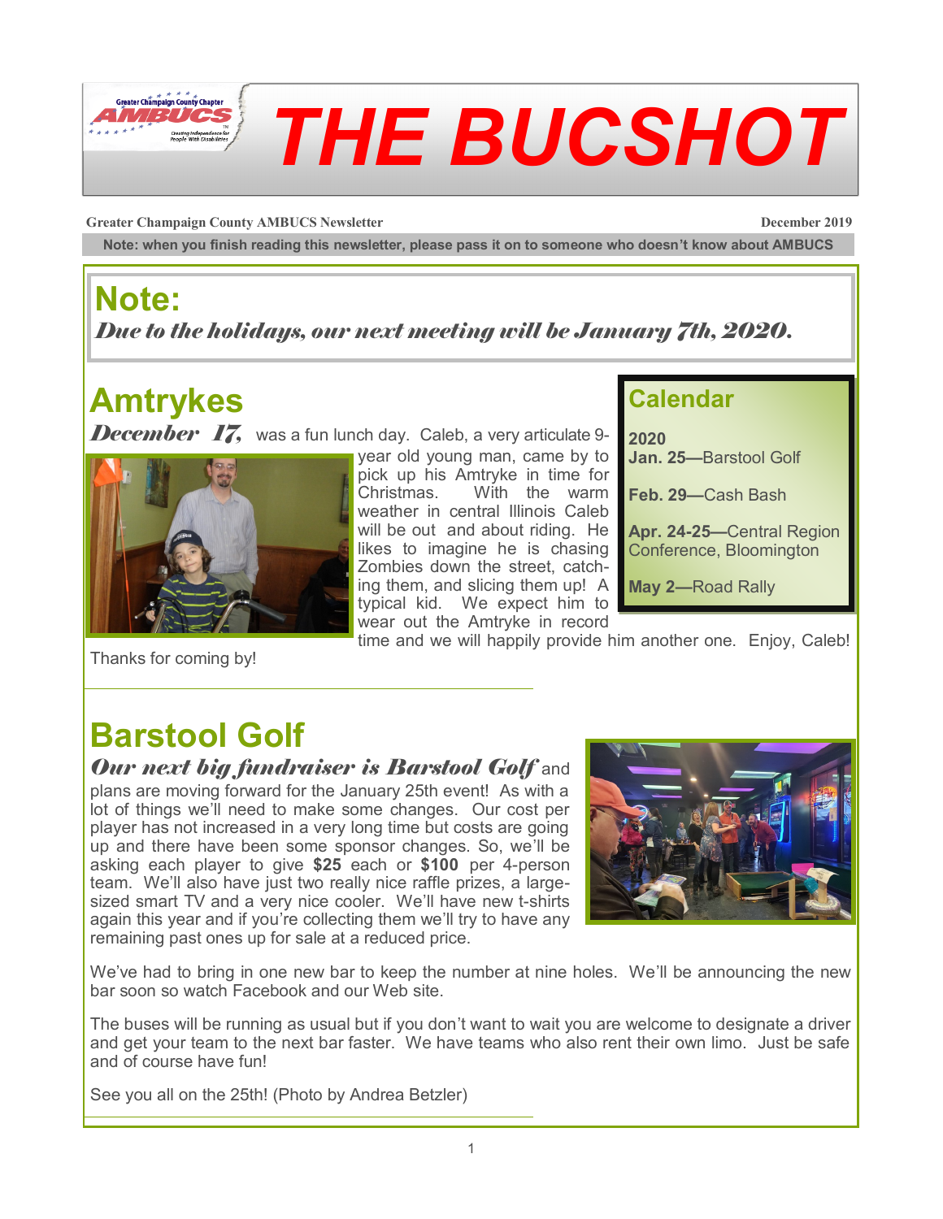# THE BUCSHOT

**Greater Champaign County AMBUCS Newsletter** **December 2019**

**Note: when you finish reading this newsletter, please pass it on to someone who doesn't know about AMBUCS**

## Note:

***Due to the holidays, our next meeting will be January 7th, 2020.***

## Amtrykes

***December 17,*** was a fun lunch day. Caleb, a very articulate 9-year old young man, came by to pick up his Amtryke in time for Christmas. With the warm weather in central Illinois Caleb will be out and about riding. He likes to imagine he is chasing Zombies down the street, catching them, and slicing them up! A typical kid. We expect him to wear out the Amtryke in record time and we will happily provide him another one. Enjoy, Caleb! Thanks for coming by!

## Calendar

**2020**

**Jan. 25**—Barstool Golf

**Feb. 29**—Cash Bash

**Apr. 24-25**—Central Region Conference, Bloomington

**May 2**—Road Rally

## Barstool Golf

***Our next big fundraiser is Barstool Golf*** and plans are moving forward for the January 25th event! As with a lot of things we'll need to make some changes. Our cost per player has not increased in a very long time but costs are going up and there have been some sponsor changes. So, we'll be asking each player to give **$25** each or **$100** per 4-person team. We'll also have just two really nice raffle prizes, a large-sized smart TV and a very nice cooler. We'll have new t-shirts again this year and if you're collecting them we'll try to have any remaining past ones up for sale at a reduced price.

We've had to bring in one new bar to keep the number at nine holes. We'll be announcing the new bar soon so watch Facebook and our Web site.

The buses will be running as usual but if you don't want to wait you are welcome to designate a driver and get your team to the next bar faster. We have teams who also rent their own limo. Just be safe and of course have fun!

See you all on the 25th! (Photo by Andrea Betzler)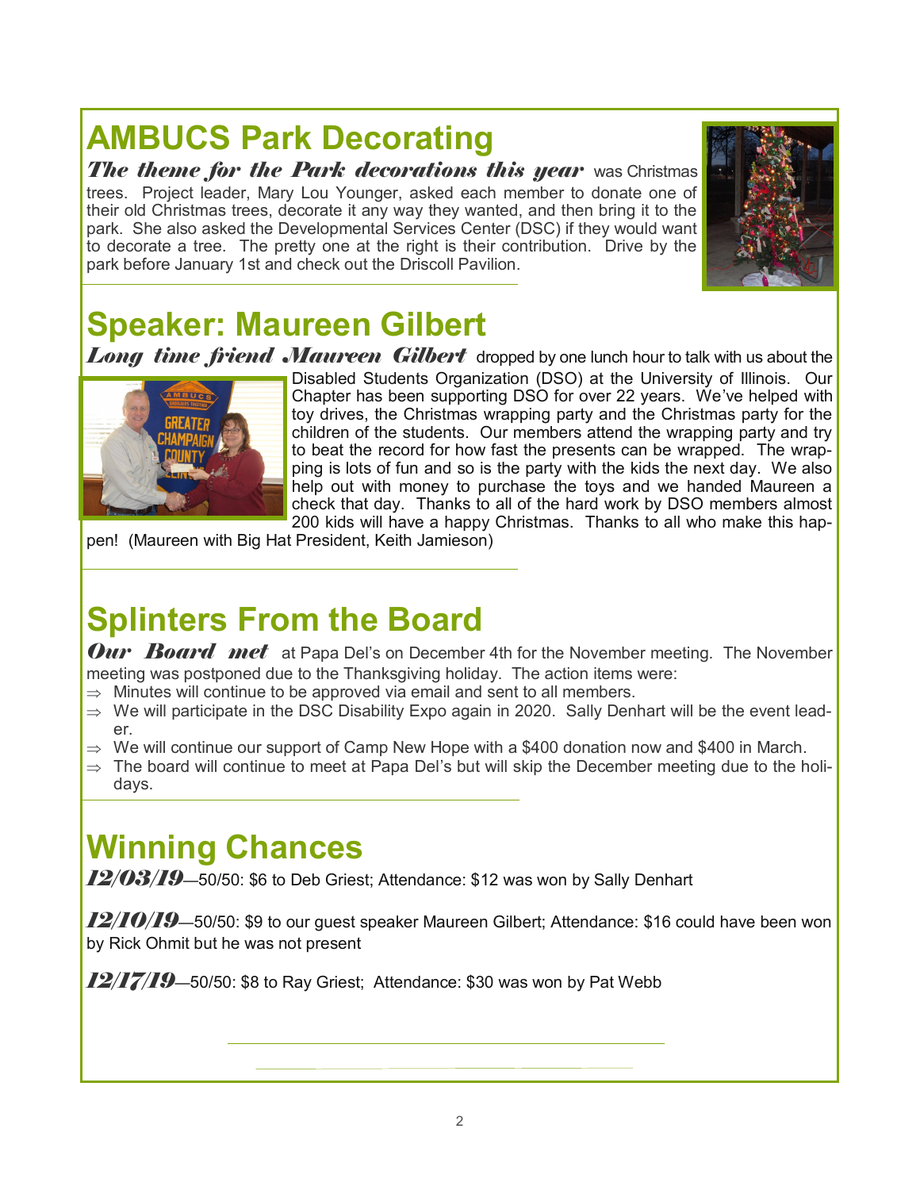## AMBUCS Park Decorating

***The theme for the Park decorations this year*** was Christmas trees. Project leader, Mary Lou Younger, asked each member to donate one of their old Christmas trees, decorate it any way they wanted, and then bring it to the park. She also asked the Developmental Services Center (DSC) if they would want to decorate a tree. The pretty one at the right is their contribution. Drive by the park before January 1st and check out the Driscoll Pavilion.

## Speaker: Maureen Gilbert

***Long time friend Maureen Gilbert*** dropped by one lunch hour to talk with us about the Disabled Students Organization (DSO) at the University of Illinois. Our Chapter has been supporting DSO for over 22 years. We've helped with toy drives, the Christmas wrapping party and the Christmas party for the children of the students. Our members attend the wrapping party and try to beat the record for how fast the presents can be wrapped. The wrapping is lots of fun and so is the party with the kids the next day. We also help out with money to purchase the toys and we handed Maureen a check that day. Thanks to all of the hard work by DSO members almost 200 kids will have a happy Christmas. Thanks to all who make this happen! (Maureen with Big Hat President, Keith Jamieson)

## Splinters From the Board

***Our Board met*** at Papa Del's on December 4th for the November meeting. The November meeting was postponed due to the Thanksgiving holiday. The action items were:

- ⇒ Minutes will continue to be approved via email and sent to all members.
- ⇒ We will participate in the DSC Disability Expo again in 2020. Sally Denhart will be the event leader.
- ⇒ We will continue our support of Camp New Hope with a $400 donation now and $400 in March.
- ⇒ The board will continue to meet at Papa Del's but will skip the December meeting due to the holidays.

## Winning Chances

***12/03/19***—50/50: $6 to Deb Griest; Attendance: $12 was won by Sally Denhart

***12/10/19***—50/50: $9 to our guest speaker Maureen Gilbert; Attendance: $16 could have been won by Rick Ohmit but he was not present

***12/17/19***—50/50: $8 to Ray Griest; Attendance: $30 was won by Pat Webb